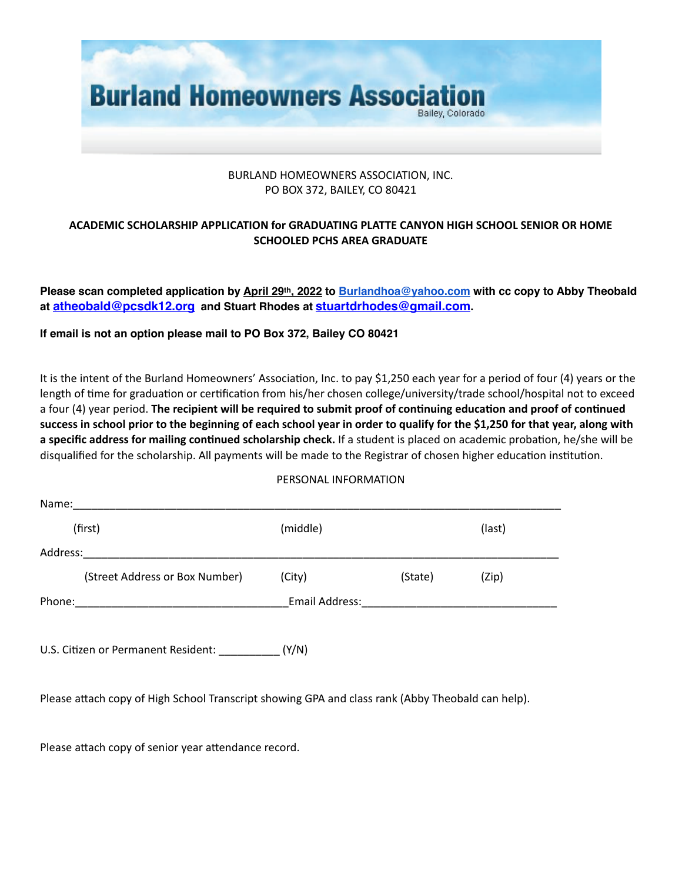# Burland Homeowners Association

Bailey, Colorado

BURLAND HOMEOWNERS ASSOCIATION, INC.
PO BOX 372, BAILEY, CO 80421

**ACADEMIC SCHOLARSHIP APPLICATION for GRADUATING PLATTE CANYON HIGH SCHOOL SENIOR OR HOME SCHOOLED PCHS AREA GRADUATE**

**Please scan completed application by April 29th, 2022 to Burlandhoa@yahoo.com with cc copy to Abby Theobald at atheobald@pcsdk12.org and Stuart Rhodes at stuartdrhodes@gmail.com.**

**If email is not an option please mail to PO Box 372, Bailey CO 80421**

It is the intent of the Burland Homeowners' Association, Inc. to pay $1,250 each year for a period of four (4) years or the length of time for graduation or certification from his/her chosen college/university/trade school/hospital not to exceed a four (4) year period. **The recipient will be required to submit proof of continuing education and proof of continued success in school prior to the beginning of each school year in order to qualify for the $1,250 for that year, along with a specific address for mailing continued scholarship check.** If a student is placed on academic probation, he/she will be disqualified for the scholarship. All payments will be made to the Registrar of chosen higher education institution.

PERSONAL INFORMATION

Name:_______________________________________________________________________________

(first) (middle) (last)

Address:_____________________________________________________________________________

(Street Address or Box Number) (City) (State) (Zip)

Phone:___________________________________Email Address:_________________________________

U.S. Citizen or Permanent Resident: __________ (Y/N)

Please attach copy of High School Transcript showing GPA and class rank (Abby Theobald can help).

Please attach copy of senior year attendance record.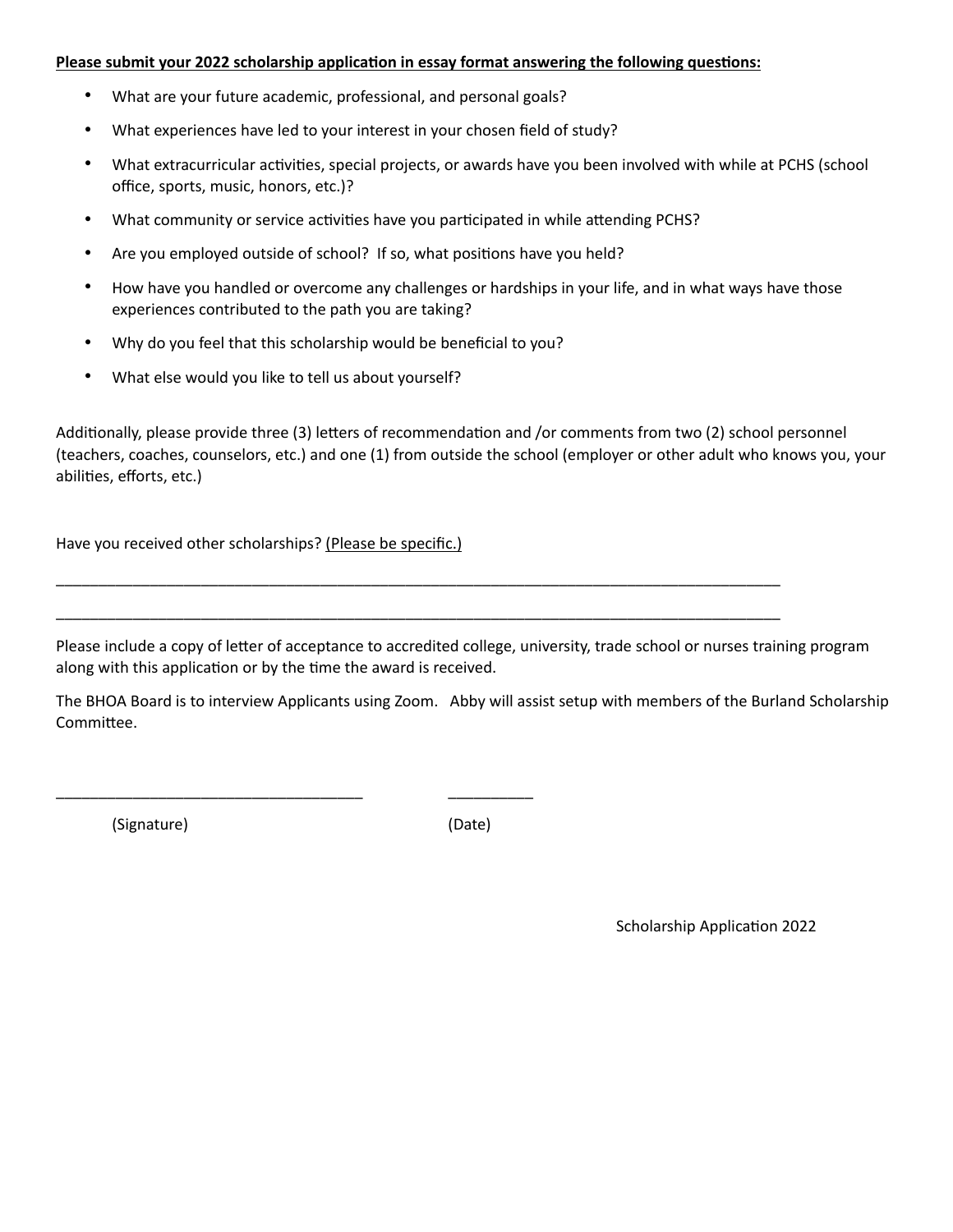**Please submit your 2022 scholarship application in essay format answering the following questions:**

- What are your future academic, professional, and personal goals?
- What experiences have led to your interest in your chosen field of study?
- What extracurricular activities, special projects, or awards have you been involved with while at PCHS (school office, sports, music, honors, etc.)?
- What community or service activities have you participated in while attending PCHS?
- Are you employed outside of school? If so, what positions have you held?
- How have you handled or overcome any challenges or hardships in your life, and in what ways have those experiences contributed to the path you are taking?
- Why do you feel that this scholarship would be beneficial to you?
- What else would you like to tell us about yourself?

Additionally, please provide three (3) letters of recommendation and /or comments from two (2) school personnel (teachers, coaches, counselors, etc.) and one (1) from outside the school (employer or other adult who knows you, your abilities, efforts, etc.)

Have you received other scholarships? Please be specific.

_______________________________________________________________________________________

_______________________________________________________________________________________

Please include a copy of letter of acceptance to accredited college, university, trade school or nurses training program along with this application or by the time the award is received.

The BHOA Board is to interview Applicants using Zoom. Abby will assist setup with members of the Burland Scholarship Committee.

____________________________________ __________

(Signature) (Date)

Scholarship Application 2022